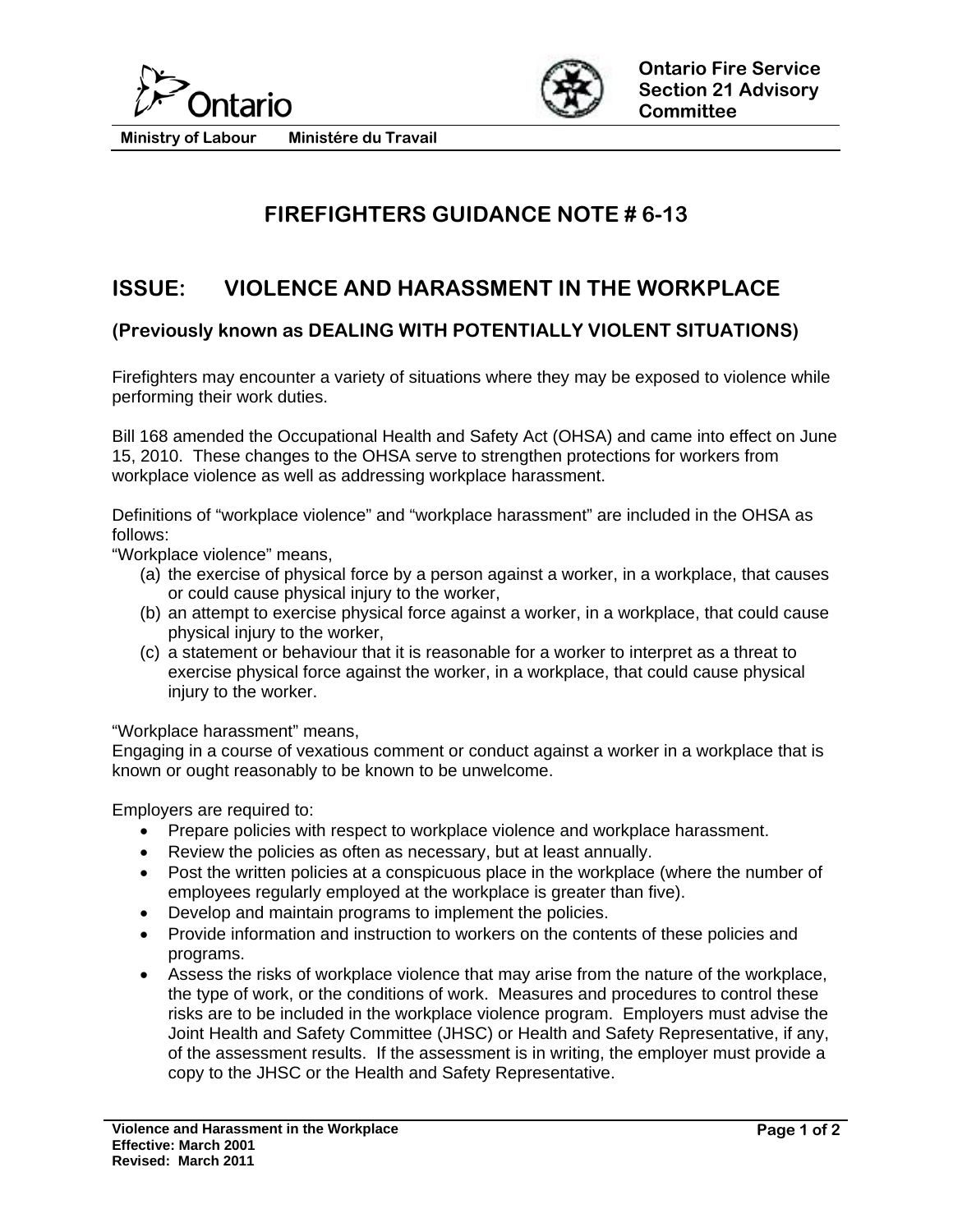Ontario

Ministry of Labour    Ministére du Travail

**Ontario Fire Service Section 21 Advisory Committee**

# FIREFIGHTERS GUIDANCE NOTE # 6-13

## ISSUE: VIOLENCE AND HARASSMENT IN THE WORKPLACE

### (Previously known as DEALING WITH POTENTIALLY VIOLENT SITUATIONS)

Firefighters may encounter a variety of situations where they may be exposed to violence while performing their work duties.

Bill 168 amended the Occupational Health and Safety Act (OHSA) and came into effect on June 15, 2010. These changes to the OHSA serve to strengthen protections for workers from workplace violence as well as addressing workplace harassment.

Definitions of "workplace violence" and "workplace harassment" are included in the OHSA as follows:

"Workplace violence" means,

(a) the exercise of physical force by a person against a worker, in a workplace, that causes or could cause physical injury to the worker,
(b) an attempt to exercise physical force against a worker, in a workplace, that could cause physical injury to the worker,
(c) a statement or behaviour that it is reasonable for a worker to interpret as a threat to exercise physical force against the worker, in a workplace, that could cause physical injury to the worker.

"Workplace harassment" means,

Engaging in a course of vexatious comment or conduct against a worker in a workplace that is known or ought reasonably to be known to be unwelcome.

Employers are required to:

- Prepare policies with respect to workplace violence and workplace harassment.
- Review the policies as often as necessary, but at least annually.
- Post the written policies at a conspicuous place in the workplace (where the number of employees regularly employed at the workplace is greater than five).
- Develop and maintain programs to implement the policies.
- Provide information and instruction to workers on the contents of these policies and programs.
- Assess the risks of workplace violence that may arise from the nature of the workplace, the type of work, or the conditions of work. Measures and procedures to control these risks are to be included in the workplace violence program. Employers must advise the Joint Health and Safety Committee (JHSC) or Health and Safety Representative, if any, of the assessment results. If the assessment is in writing, the employer must provide a copy to the JHSC or the Health and Safety Representative.

**Violence and Harassment in the Workplace**
**Effective: March 2001**
**Revised: March 2011**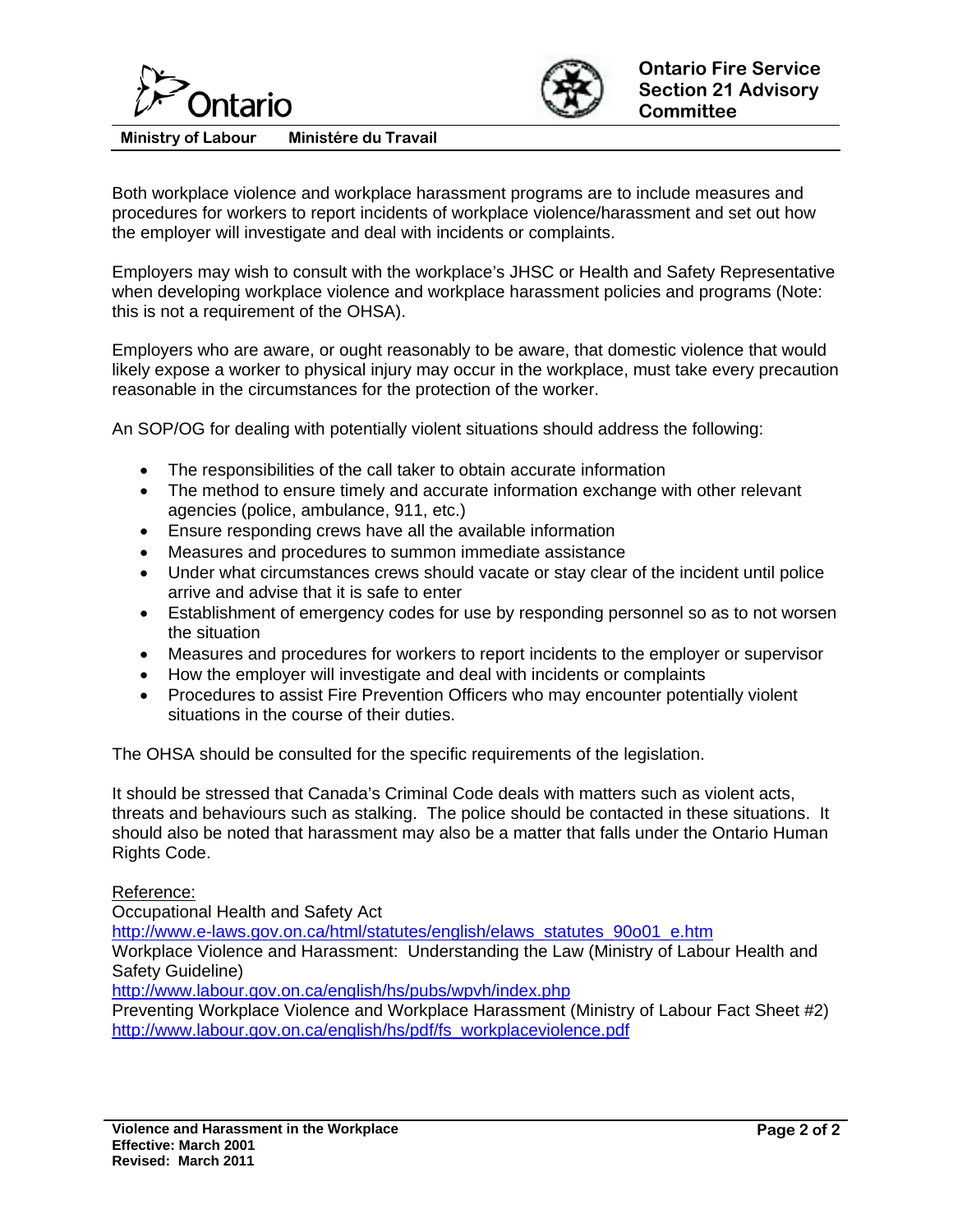Both workplace violence and workplace harassment programs are to include measures and procedures for workers to report incidents of workplace violence/harassment and set out how the employer will investigate and deal with incidents or complaints.

Employers may wish to consult with the workplace's JHSC or Health and Safety Representative when developing workplace violence and workplace harassment policies and programs (Note: this is not a requirement of the OHSA).

Employers who are aware, or ought reasonably to be aware, that domestic violence that would likely expose a worker to physical injury may occur in the workplace, must take every precaution reasonable in the circumstances for the protection of the worker.

An SOP/OG for dealing with potentially violent situations should address the following:

- The responsibilities of the call taker to obtain accurate information
- The method to ensure timely and accurate information exchange with other relevant agencies (police, ambulance, 911, etc.)
- Ensure responding crews have all the available information
- Measures and procedures to summon immediate assistance
- Under what circumstances crews should vacate or stay clear of the incident until police arrive and advise that it is safe to enter
- Establishment of emergency codes for use by responding personnel so as to not worsen the situation
- Measures and procedures for workers to report incidents to the employer or supervisor
- How the employer will investigate and deal with incidents or complaints
- Procedures to assist Fire Prevention Officers who may encounter potentially violent situations in the course of their duties.

The OHSA should be consulted for the specific requirements of the legislation.

It should be stressed that Canada's Criminal Code deals with matters such as violent acts, threats and behaviours such as stalking. The police should be contacted in these situations. It should also be noted that harassment may also be a matter that falls under the Ontario Human Rights Code.

Reference:
Occupational Health and Safety Act
http://www.e-laws.gov.on.ca/html/statutes/english/elaws_statutes_90o01_e.htm
Workplace Violence and Harassment: Understanding the Law (Ministry of Labour Health and Safety Guideline)
http://www.labour.gov.on.ca/english/hs/pubs/wpvh/index.php
Preventing Workplace Violence and Workplace Harassment (Ministry of Labour Fact Sheet #2)
http://www.labour.gov.on.ca/english/hs/pdf/fs_workplaceviolence.pdf